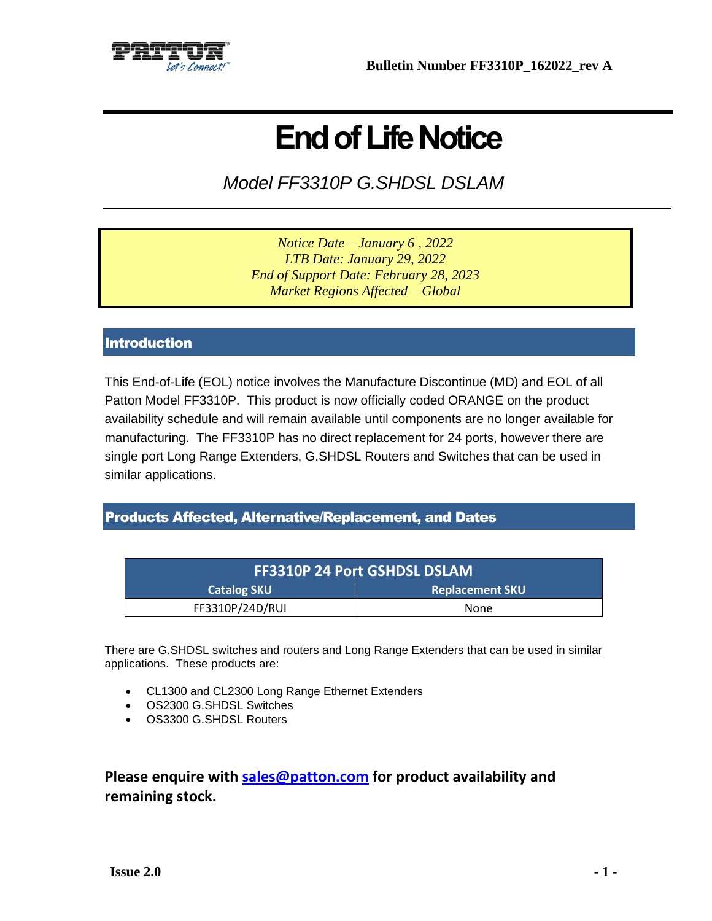Bulletin Number FF3310P_162022_rev A

# End of Life Notice

## Model FF3310P G.SHDSL DSLAM

*Notice Date – January 6 , 2022*
*LTB Date: January 29, 2022*
*End of Support Date: February 28, 2023*
*Market Regions Affected – Global*

## Introduction

This End-of-Life (EOL) notice involves the Manufacture Discontinue (MD) and EOL of all Patton Model FF3310P. This product is now officially coded ORANGE on the product availability schedule and will remain available until components are no longer available for manufacturing. The FF3310P has no direct replacement for 24 ports, however there are single port Long Range Extenders, G.SHDSL Routers and Switches that can be used in similar applications.

## Products Affected, Alternative/Replacement, and Dates

| FF3310P 24 Port GSHDSL DSLAM | |
|---|---|
| **Catalog SKU** | **Replacement SKU** |
| FF3310P/24D/RUI | None |

There are G.SHDSL switches and routers and Long Range Extenders that can be used in similar applications. These products are:

- CL1300 and CL2300 Long Range Ethernet Extenders
- OS2300 G.SHDSL Switches
- OS3300 G.SHDSL Routers

**Please enquire with [sales@patton.com](mailto:sales@patton.com) for product availability and remaining stock.**

Issue 2.0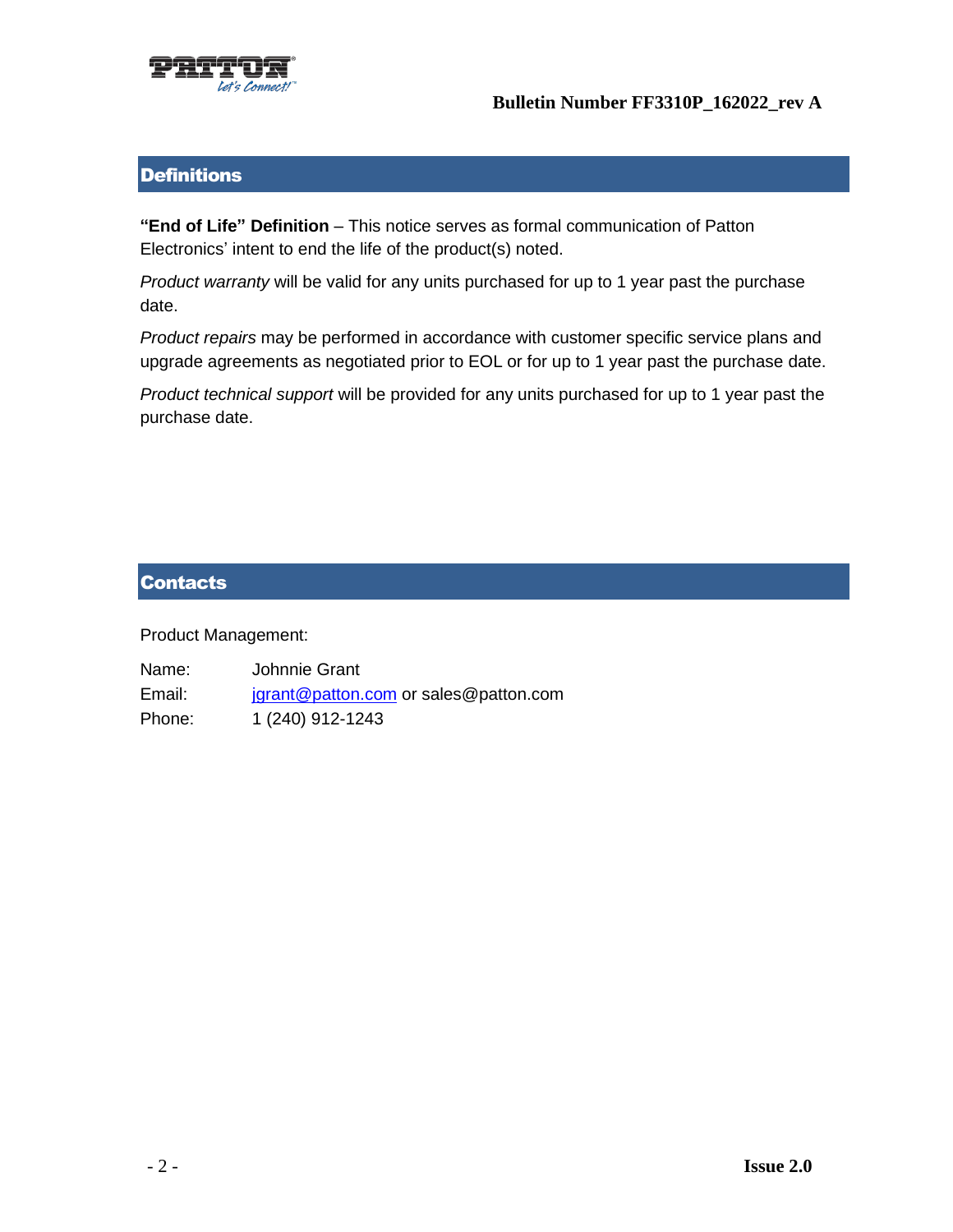## Definitions

**"End of Life" Definition** – This notice serves as formal communication of Patton Electronics' intent to end the life of the product(s) noted.

*Product warranty* will be valid for any units purchased for up to 1 year past the purchase date.

*Product repairs* may be performed in accordance with customer specific service plans and upgrade agreements as negotiated prior to EOL or for up to 1 year past the purchase date.

*Product technical support* will be provided for any units purchased for up to 1 year past the purchase date.

## Contacts

Product Management:

| | |
|---|---|
| Name: | Johnnie Grant |
| Email: | jgrant@patton.com or sales@patton.com |
| Phone: | 1 (240) 912-1243 |